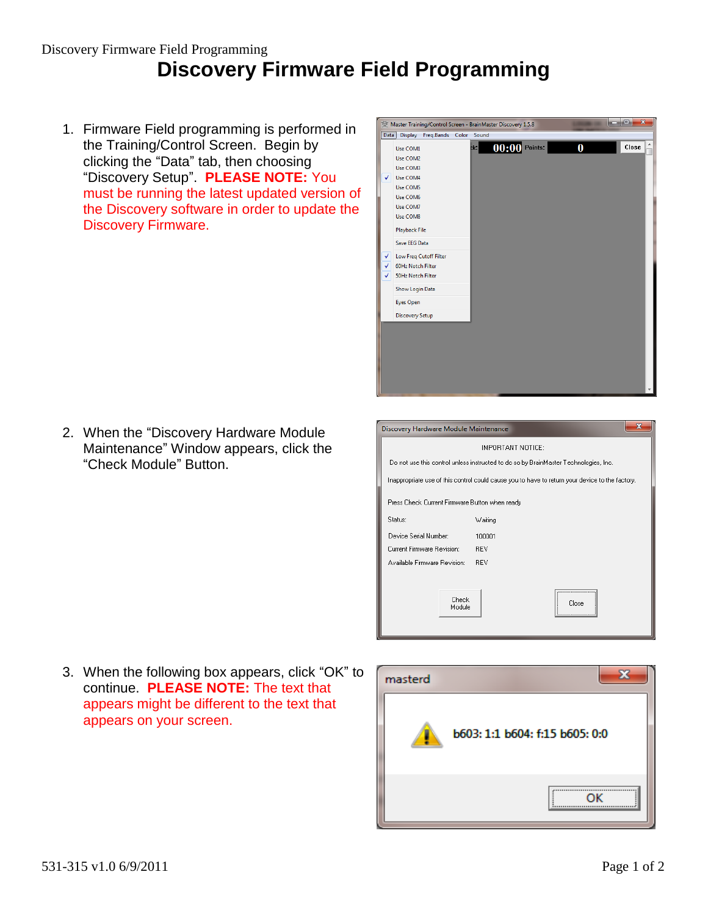# Discovery Firmware Field Programming

1. Firmware Field programming is performed in the Training/Control Screen. Begin by clicking the "Data" tab, then choosing "Discovery Setup". **PLEASE NOTE:** You must be running the latest updated version of the Discovery software in order to update the Discovery Firmware.

2. When the "Discovery Hardware Module Maintenance" Window appears, click the "Check Module" Button.

3. When the following box appears, click "OK" to continue. **PLEASE NOTE:** The text that appears might be different to the text that appears on your screen.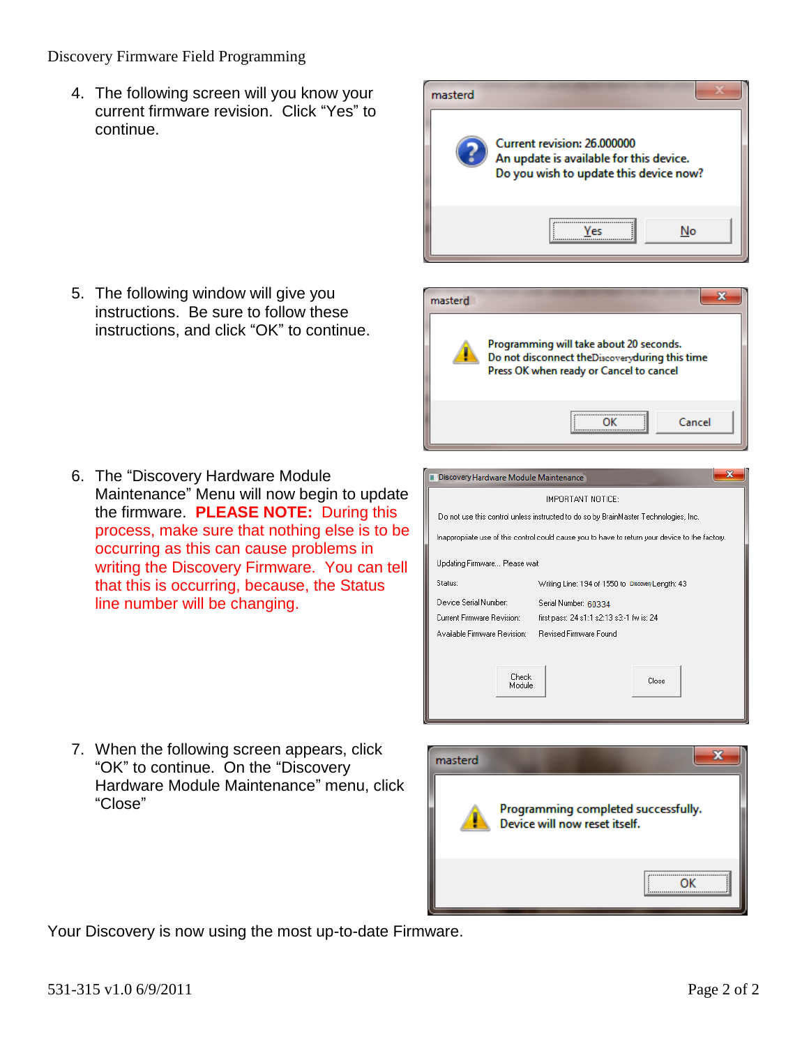4. The following screen will you know your current firmware revision. Click “Yes” to continue.

5. The following window will give you instructions. Be sure to follow these instructions, and click “OK” to continue.

6. The “Discovery Hardware Module Maintenance” Menu will now begin to update the firmware. **PLEASE NOTE:** During this process, make sure that nothing else is to be occurring as this can cause problems in writing the Discovery Firmware. You can tell that this is occurring, because, the Status line number will be changing.

7. When the following screen appears, click “OK” to continue. On the “Discovery Hardware Module Maintenance” menu, click “Close”

Your Discovery is now using the most up-to-date Firmware.

531-315 v1.0 6/9/2011